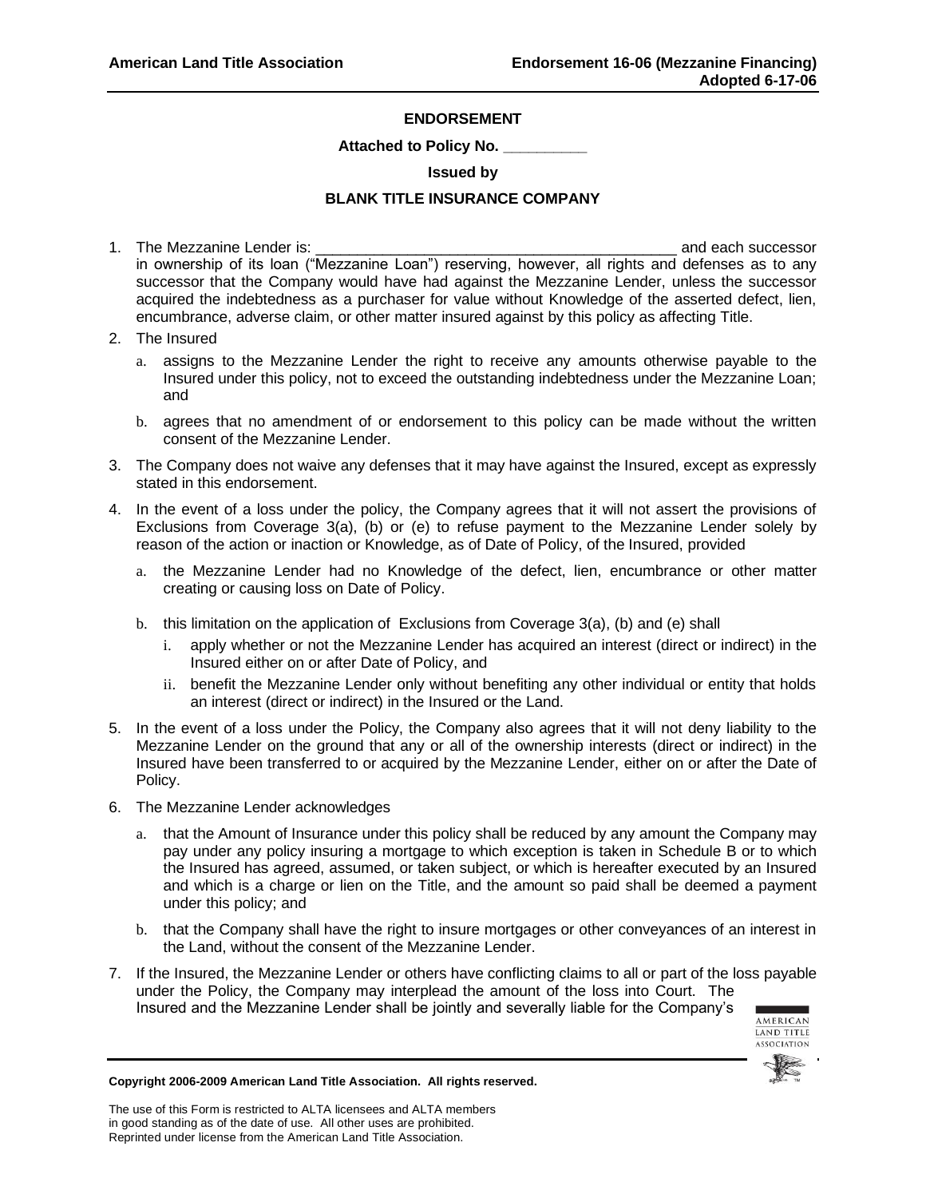**ENDORSEMENT**

**Attached to Policy No. \_\_\_\_\_\_\_\_\_\_**

**Issued by**

**BLANK TITLE INSURANCE COMPANY**

1. The Mezzanine Lender is: \_\_\_\_\_\_\_\_\_\_\_\_\_\_\_\_\_\_\_\_\_\_\_\_\_\_\_\_\_\_\_\_\_\_\_\_\_\_\_\_\_\_\_\_ and each successor in ownership of its loan ("Mezzanine Loan") reserving, however, all rights and defenses as to any successor that the Company would have had against the Mezzanine Lender, unless the successor acquired the indebtedness as a purchaser for value without Knowledge of the asserted defect, lien, encumbrance, adverse claim, or other matter insured against by this policy as affecting Title.
2. The Insured
   a. assigns to the Mezzanine Lender the right to receive any amounts otherwise payable to the Insured under this policy, not to exceed the outstanding indebtedness under the Mezzanine Loan; and
   b. agrees that no amendment of or endorsement to this policy can be made without the written consent of the Mezzanine Lender.
3. The Company does not waive any defenses that it may have against the Insured, except as expressly stated in this endorsement.
4. In the event of a loss under the policy, the Company agrees that it will not assert the provisions of Exclusions from Coverage 3(a), (b) or (e) to refuse payment to the Mezzanine Lender solely by reason of the action or inaction or Knowledge, as of Date of Policy, of the Insured, provided
   a. the Mezzanine Lender had no Knowledge of the defect, lien, encumbrance or other matter creating or causing loss on Date of Policy.
   b. this limitation on the application of Exclusions from Coverage 3(a), (b) and (e) shall
      i. apply whether or not the Mezzanine Lender has acquired an interest (direct or indirect) in the Insured either on or after Date of Policy, and
      ii. benefit the Mezzanine Lender only without benefiting any other individual or entity that holds an interest (direct or indirect) in the Insured or the Land.
5. In the event of a loss under the Policy, the Company also agrees that it will not deny liability to the Mezzanine Lender on the ground that any or all of the ownership interests (direct or indirect) in the Insured have been transferred to or acquired by the Mezzanine Lender, either on or after the Date of Policy.
6. The Mezzanine Lender acknowledges
   a. that the Amount of Insurance under this policy shall be reduced by any amount the Company may pay under any policy insuring a mortgage to which exception is taken in Schedule B or to which the Insured has agreed, assumed, or taken subject, or which is hereafter executed by an Insured and which is a charge or lien on the Title, and the amount so paid shall be deemed a payment under this policy; and
   b. that the Company shall have the right to insure mortgages or other conveyances of an interest in the Land, without the consent of the Mezzanine Lender.
7. If the Insured, the Mezzanine Lender or others have conflicting claims to all or part of the loss payable under the Policy, the Company may interplead the amount of the loss into Court. The Insured and the Mezzanine Lender shall be jointly and severally liable for the Company's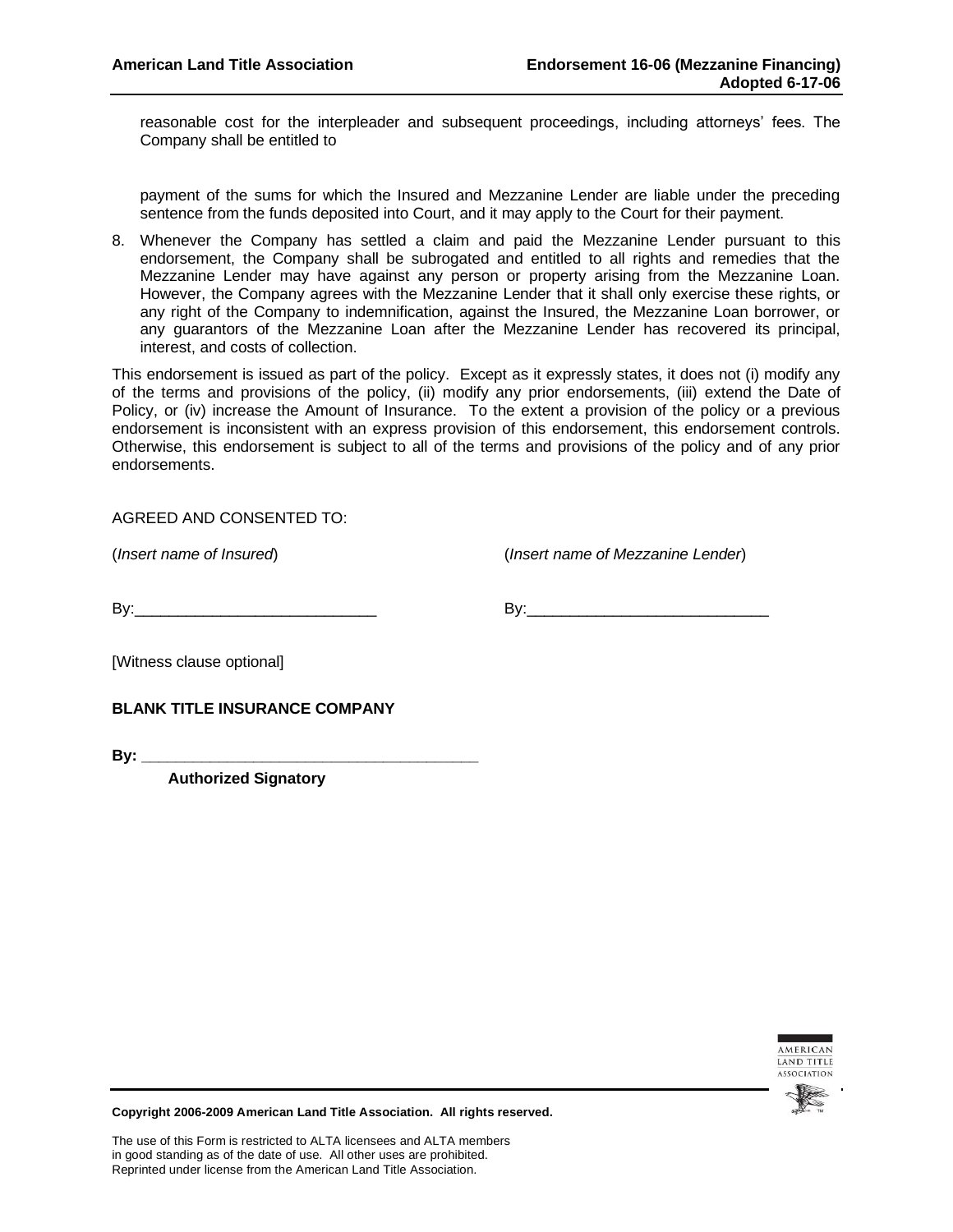reasonable cost for the interpleader and subsequent proceedings, including attorneys' fees. The Company shall be entitled to

payment of the sums for which the Insured and Mezzanine Lender are liable under the preceding sentence from the funds deposited into Court, and it may apply to the Court for their payment.

8. Whenever the Company has settled a claim and paid the Mezzanine Lender pursuant to this endorsement, the Company shall be subrogated and entitled to all rights and remedies that the Mezzanine Lender may have against any person or property arising from the Mezzanine Loan. However, the Company agrees with the Mezzanine Lender that it shall only exercise these rights, or any right of the Company to indemnification, against the Insured, the Mezzanine Loan borrower, or any guarantors of the Mezzanine Loan after the Mezzanine Lender has recovered its principal, interest, and costs of collection.

This endorsement is issued as part of the policy. Except as it expressly states, it does not (i) modify any of the terms and provisions of the policy, (ii) modify any prior endorsements, (iii) extend the Date of Policy, or (iv) increase the Amount of Insurance. To the extent a provision of the policy or a previous endorsement is inconsistent with an express provision of this endorsement, this endorsement controls. Otherwise, this endorsement is subject to all of the terms and provisions of the policy and of any prior endorsements.

AGREED AND CONSENTED TO:

(*Insert name of Insured*) (*Insert name of Mezzanine Lender*)

By:____________________________ By:____________________________

[Witness clause optional]

**BLANK TITLE INSURANCE COMPANY**

**By: ________________________________________**

**Authorized Signatory**

**Copyright 2006-2009 American Land Title Association. All rights reserved.**

The use of this Form is restricted to ALTA licensees and ALTA members in good standing as of the date of use. All other uses are prohibited. Reprinted under license from the American Land Title Association.